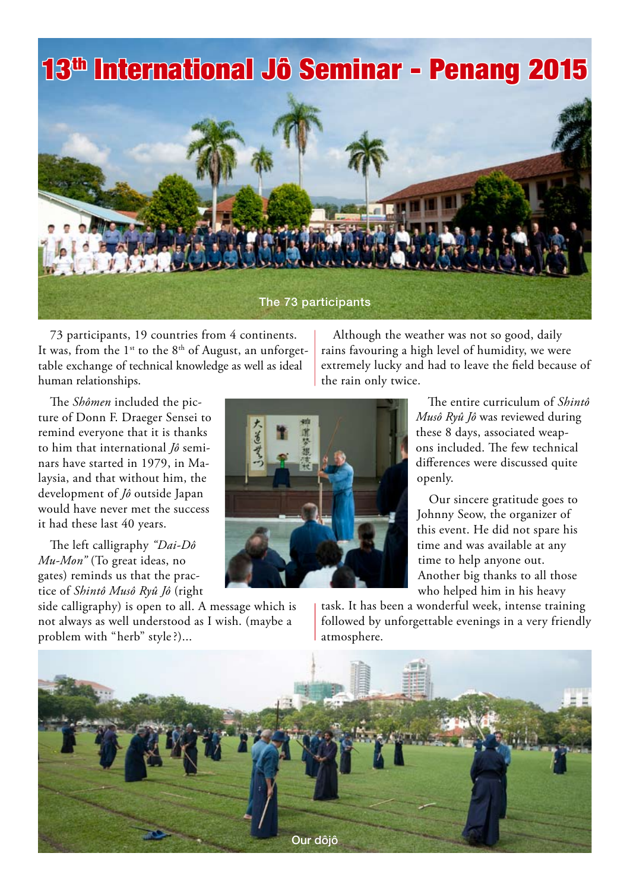# 13th International Jô Seminar - Penang 2015

The 73 participants

73 participants, 19 countries from 4 continents. It was, from the 1st to the 8th of August, an unforgettable exchange of technical knowledge as well as ideal human relationships.

Although the weather was not so good, daily rains favouring a high level of humidity, we were extremely lucky and had to leave the field because of the rain only twice.

The *Shômen* included the picture of Donn F. Draeger Sensei to remind everyone that it is thanks to him that international *Jô* seminars have started in 1979, in Malaysia, and that without him, the development of *Jô* outside Japan would have never met the success it had these last 40 years.

The left calligraphy *"Dai-Dô Mu-Mon"* (To great ideas, no gates) reminds us that the practice of *Shintô Musô Ryû Jô* (right side calligraphy) is open to all. A message which is not always as well understood as I wish. (maybe a problem with "herb" style?)...

The entire curriculum of *Shintô Musô Ryû Jô* was reviewed during these 8 days, associated weapons included. The few technical differences were discussed quite openly.

Our sincere gratitude goes to Johnny Seow, the organizer of this event. He did not spare his time and was available at any time to help anyone out. Another big thanks to all those who helped him in his heavy task. It has been a wonderful week, intense training followed by unforgettable evenings in a very friendly atmosphere.

Our dôjô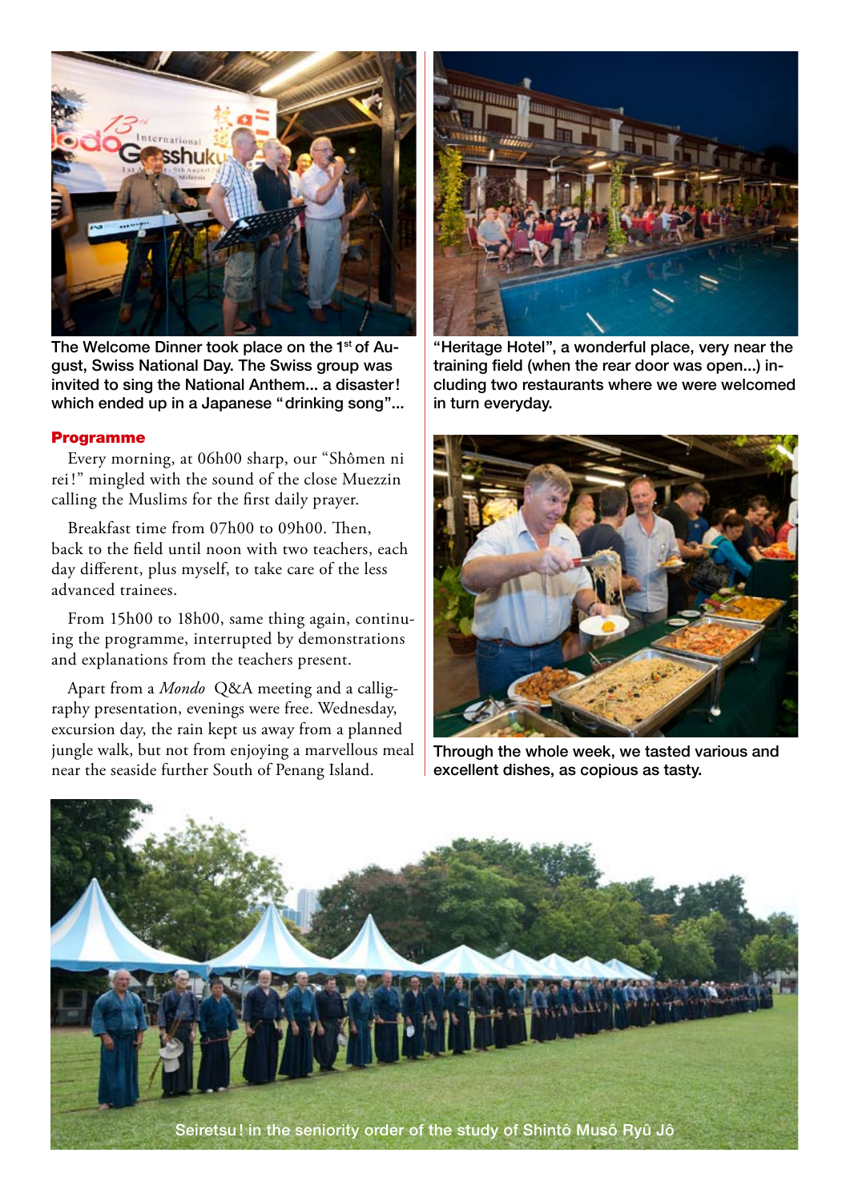The Welcome Dinner took place on the 1st of August, Swiss National Day. The Swiss group was invited to sing the National Anthem... a disaster! which ended up in a Japanese "drinking song"...

### Programme

Every morning, at 06h00 sharp, our "Shômen ni rei!" mingled with the sound of the close Muezzin calling the Muslims for the first daily prayer.

Breakfast time from 07h00 to 09h00. Then, back to the field until noon with two teachers, each day different, plus myself, to take care of the less advanced trainees.

From 15h00 to 18h00, same thing again, continuing the programme, interrupted by demonstrations and explanations from the teachers present.

Apart from a *Mondo* Q&A meeting and a calligraphy presentation, evenings were free. Wednesday, excursion day, the rain kept us away from a planned jungle walk, but not from enjoying a marvellous meal near the seaside further South of Penang Island.

"Heritage Hotel", a wonderful place, very near the training field (when the rear door was open...) including two restaurants where we were welcomed in turn everyday.

Through the whole week, we tasted various and excellent dishes, as copious as tasty.

Seiretsu! in the seniority order of the study of Shintô Musô Ryû Jô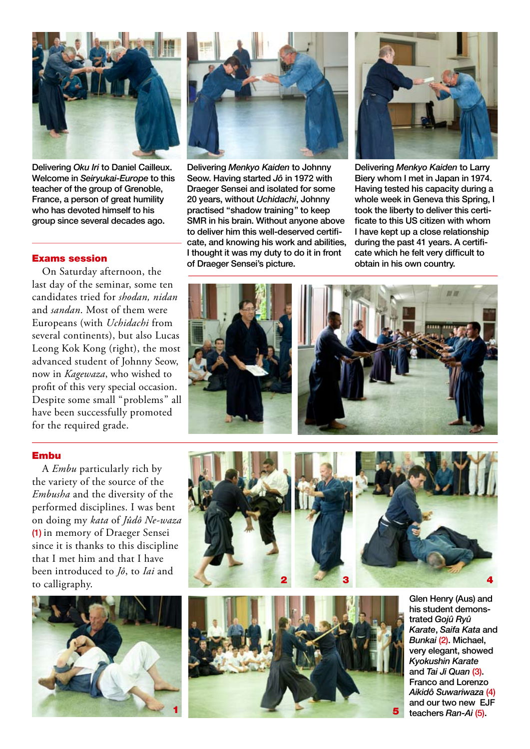Delivering *Oku Iri* to Daniel Cailleux. Welcome in *Seiryukai-Europe* to this teacher of the group of Grenoble, France, a person of great humility who has devoted himself to his group since several decades ago.

Delivering *Menkyo Kaiden* to Johnny Seow. Having started *Jô* in 1972 with Draeger Sensei and isolated for some 20 years, without *Uchidachi*, Johnny practised "shadow training" to keep SMR in his brain. Without anyone above to deliver him this well-deserved certificate, and knowing his work and abilities, I thought it was my duty to do it in front of Draeger Sensei's picture.

Delivering *Menkyo Kaiden* to Larry Biery whom I met in Japan in 1974. Having tested his capacity during a whole week in Geneva this Spring, I took the liberty to deliver this certificate to this US citizen with whom I have kept up a close relationship during the past 41 years. A certificate which he felt very difficult to obtain in his own country.

## Exams session

On Saturday afternoon, the last day of the seminar, some ten candidates tried for *shodan, nidan* and *sandan*. Most of them were Europeans (with *Uchidachi* from several continents), but also Lucas Leong Kok Kong (right), the most advanced student of Johnny Seow, now in *Kagewaza*, who wished to profit of this very special occasion. Despite some small "problems" all have been successfully promoted for the required grade.

## Embu

A *Embu* particularly rich by the variety of the source of the *Embusha* and the diversity of the performed disciplines. I was bent on doing my *kata* of *Jûdô Ne-waza* (1) in memory of Draeger Sensei since it is thanks to this discipline that I met him and that I have been introduced to *Jô*, to *Iai* and to calligraphy.

Glen Henry (Aus) and his student demonstrated *Gojû Ryû Karate*, *Saifa Kata* and *Bunkai* (2). Michael, very elegant, showed *Kyokushin Karate* and *Tai Ji Quan* (3). Franco and Lorenzo *Aikidô Suwariwaza* (4) and our two new EJF teachers *Ran-Ai* (5).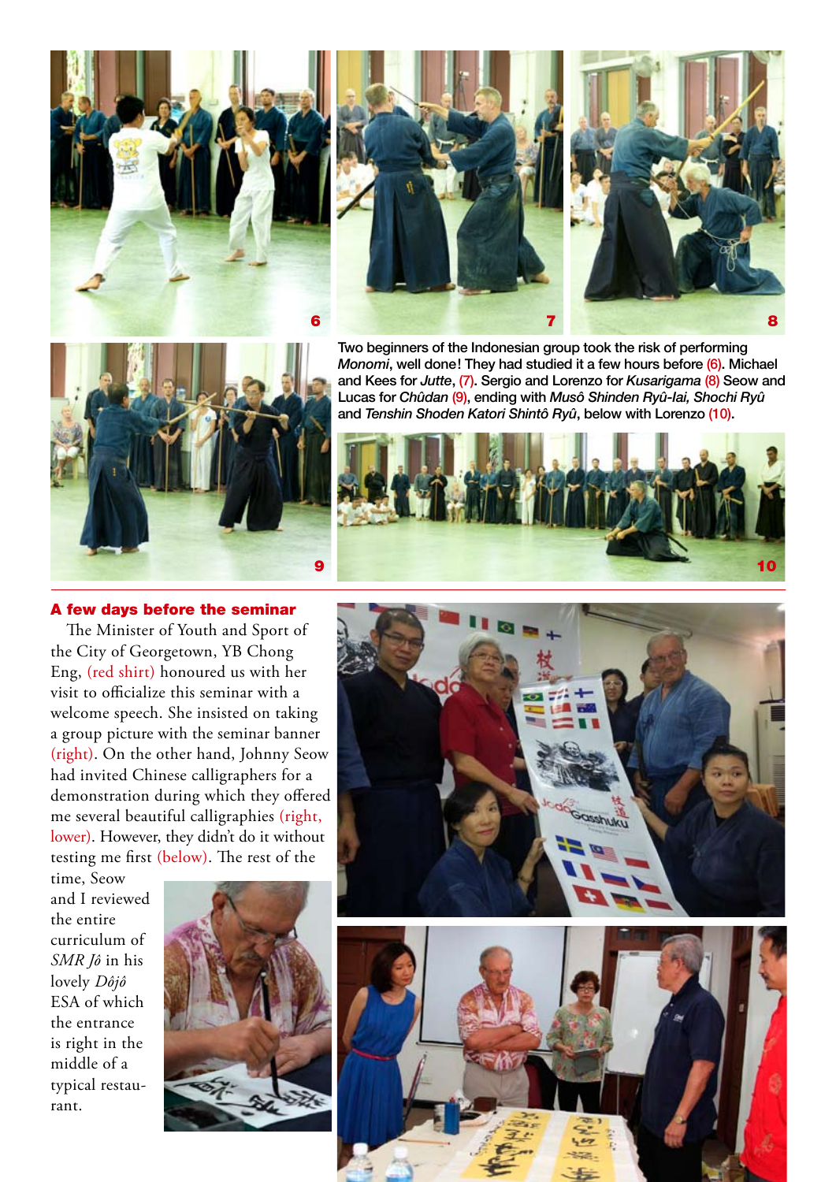Two beginners of the Indonesian group took the risk of performing *Monomi*, well done! They had studied it a few hours before (6). Michael and Kees for *Jutte*, (7). Sergio and Lorenzo for *Kusarigama* (8) Seow and Lucas for *Chûdan* (9), ending with *Musô Shinden Ryû-Iai, Shochi Ryû* and *Tenshin Shoden Katori Shintô Ryû*, below with Lorenzo (10).

## A few days before the seminar

The Minister of Youth and Sport of the City of Georgetown, YB Chong Eng, (red shirt) honoured us with her visit to officialize this seminar with a welcome speech. She insisted on taking a group picture with the seminar banner (right). On the other hand, Johnny Seow had invited Chinese calligraphers for a demonstration during which they offered me several beautiful calligraphies (right, lower). However, they didn't do it without testing me first (below). The rest of the time, Seow and I reviewed the entire curriculum of *SMR Jô* in his lovely *Dôjô* ESA of which the entrance is right in the middle of a typical restaurant.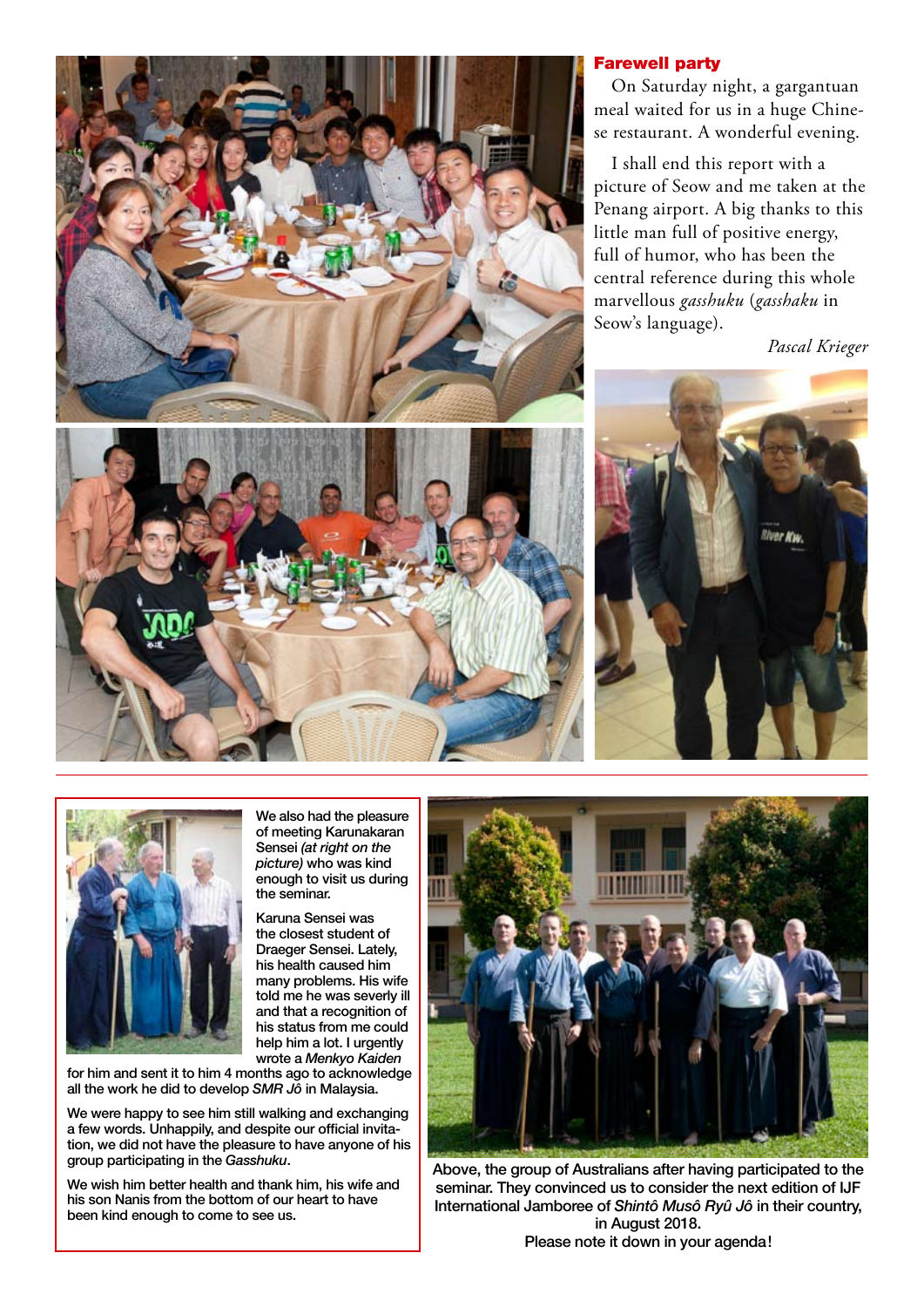## Farewell party

On Saturday night, a gargantuan meal waited for us in a huge Chinese restaurant. A wonderful evening.

I shall end this report with a picture of Seow and me taken at the Penang airport. A big thanks to this little man full of positive energy, full of humor, who has been the central reference during this whole marvellous *gasshuku* (*gasshaku* in Seow's language).

*Pascal Krieger*

We also had the pleasure of meeting Karunakaran Sensei *(at right on the picture)* who was kind enough to visit us during the seminar.

Karuna Sensei was the closest student of Draeger Sensei. Lately, his health caused him many problems. His wife told me he was severly ill and that a recognition of his status from me could help him a lot. I urgently wrote a *Menkyo Kaiden* for him and sent it to him 4 months ago to acknowledge all the work he did to develop *SMR Jô* in Malaysia.

We were happy to see him still walking and exchanging a few words. Unhappily, and despite our official invitation, we did not have the pleasure to have anyone of his group participating in the *Gasshuku*.

We wish him better health and thank him, his wife and his son Nanis from the bottom of our heart to have been kind enough to come to see us.

Above, the group of Australians after having participated to the seminar. They convinced us to consider the next edition of IJF International Jamboree of *Shintô Musô Ryû Jô* in their country, in August 2018.
Please note it down in your agenda!